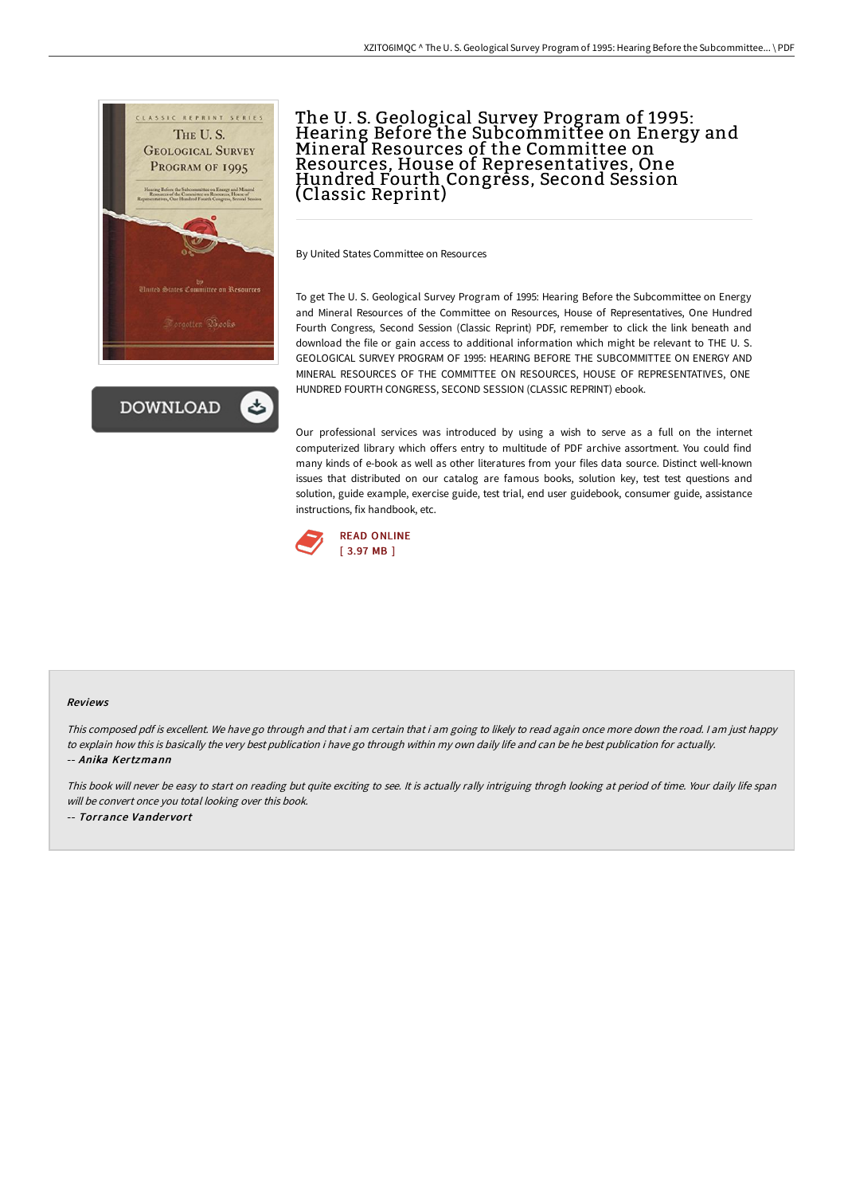# The U. S. Geological Survey Program of 1995: Hearing Before the Subcommittee on Energy and Mineral Resources of the Committee on Resources, House of Representatives, One Hundred Fourth Congress, Second Session (Classic Reprint)

By United States Committee on Resources

To get The U. S. Geological Survey Program of 1995: Hearing Before the Subcommittee on Energy and Mineral Resources of the Committee on Resources, House of Representatives, One Hundred Fourth Congress, Second Session (Classic Reprint) PDF, remember to click the link beneath and download the file or gain access to additional information which might be relevant to THE U. S. GEOLOGICAL SURVEY PROGRAM OF 1995: HEARING BEFORE THE SUBCOMMITTEE ON ENERGY AND MINERAL RESOURCES OF THE COMMITTEE ON RESOURCES, HOUSE OF REPRESENTATIVES, ONE HUNDRED FOURTH CONGRESS, SECOND SESSION (CLASSIC REPRINT) ebook.

Our professional services was introduced by using a wish to serve as a full on the internet computerized library which offers entry to multitude of PDF archive assortment. You could find many kinds of e-book as well as other literatures from your files data source. Distinct well-known issues that distributed on our catalog are famous books, solution key, test test questions and solution, guide example, exercise guide, test trial, end user guidebook, consumer guide, assistance instructions, fix handbook, etc.

DOWNLOAD

READ ONLINE
[ 3.97 MB ]

### Reviews

*This composed pdf is excellent. We have go through and that i am certain that i am going to likely to read again once more down the road. I am just happy to explain how this is basically the very best publication i have go through within my own daily life and can be he best publication for actually.*

-- ***Anika Kertzmann***

*This book will never be easy to start on reading but quite exciting to see. It is actually rally intriguing throgh looking at period of time. Your daily life span will be convert once you total looking over this book.*

-- ***Torrance Vandervort***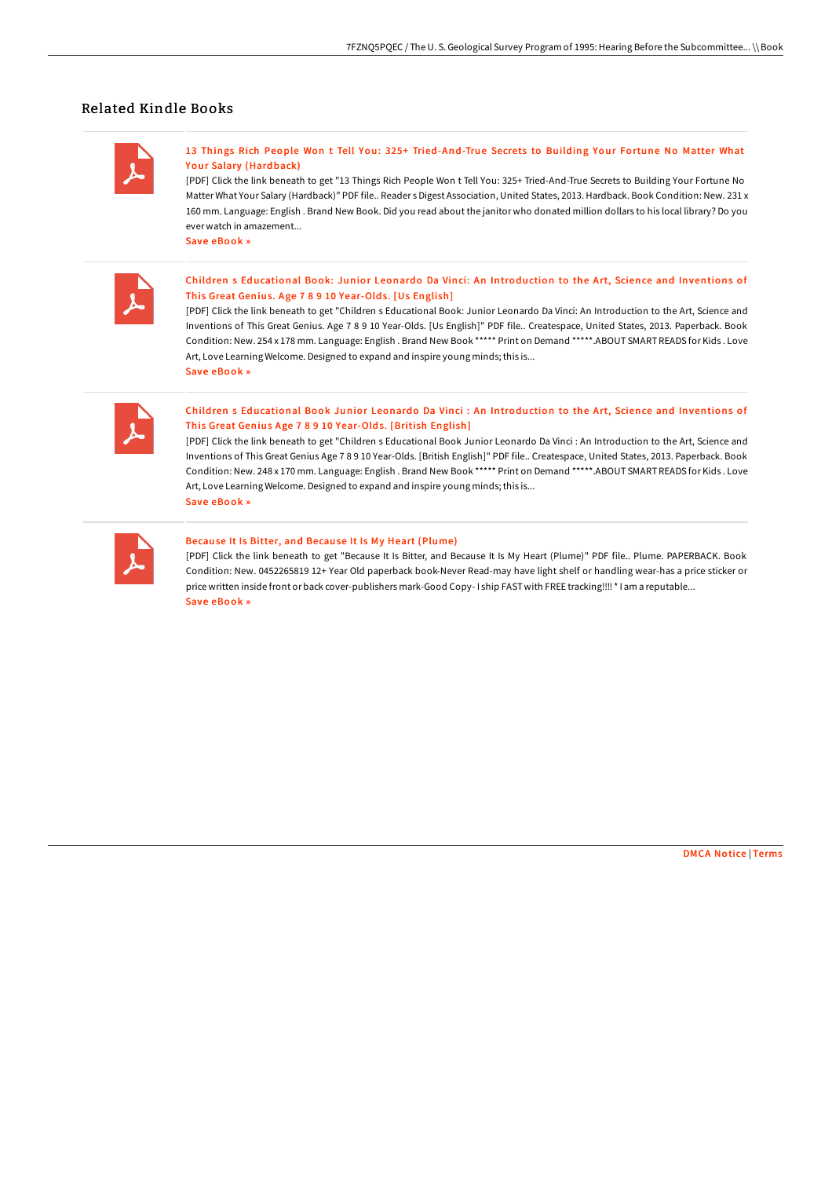## Related Kindle Books

### 13 Things Rich People Won t Tell You: 325+ Tried-And-True Secrets to Building Your Fortune No Matter What Your Salary (Hardback)

[PDF] Click the link beneath to get "13 Things Rich People Won t Tell You: 325+ Tried-And-True Secrets to Building Your Fortune No Matter What Your Salary (Hardback)" PDF file.. Reader s Digest Association, United States, 2013. Hardback. Book Condition: New. 231 x 160 mm. Language: English . Brand New Book. Did you read about the janitor who donated million dollars to his local library? Do you ever watch in amazement...

Save eBook »

### Children s Educational Book: Junior Leonardo Da Vinci: An Introduction to the Art, Science and Inventions of This Great Genius. Age 7 8 9 10 Year-Olds. [Us English]

[PDF] Click the link beneath to get "Children s Educational Book: Junior Leonardo Da Vinci: An Introduction to the Art, Science and Inventions of This Great Genius. Age 7 8 9 10 Year-Olds. [Us English]" PDF file.. Createspace, United States, 2013. Paperback. Book Condition: New. 254 x 178 mm. Language: English . Brand New Book ***** Print on Demand *****.ABOUT SMART READS for Kids . Love Art, Love Learning Welcome. Designed to expand and inspire young minds; this is...

Save eBook »

### Children s Educational Book Junior Leonardo Da Vinci : An Introduction to the Art, Science and Inventions of This Great Genius Age 7 8 9 10 Year-Olds. [British English]

[PDF] Click the link beneath to get "Children s Educational Book Junior Leonardo Da Vinci : An Introduction to the Art, Science and Inventions of This Great Genius Age 7 8 9 10 Year-Olds. [British English]" PDF file.. Createspace, United States, 2013. Paperback. Book Condition: New. 248 x 170 mm. Language: English . Brand New Book ***** Print on Demand *****.ABOUT SMART READS for Kids . Love Art, Love Learning Welcome. Designed to expand and inspire young minds; this is...

Save eBook »

### Because It Is Bitter, and Because It Is My Heart (Plume)

[PDF] Click the link beneath to get "Because It Is Bitter, and Because It Is My Heart (Plume)" PDF file.. Plume. PAPERBACK. Book Condition: New. 0452265819 12+ Year Old paperback book-Never Read-may have light shelf or handling wear-has a price sticker or price written inside front or back cover-publishers mark-Good Copy- I ship FAST with FREE tracking!!!! * I am a reputable...

Save eBook »